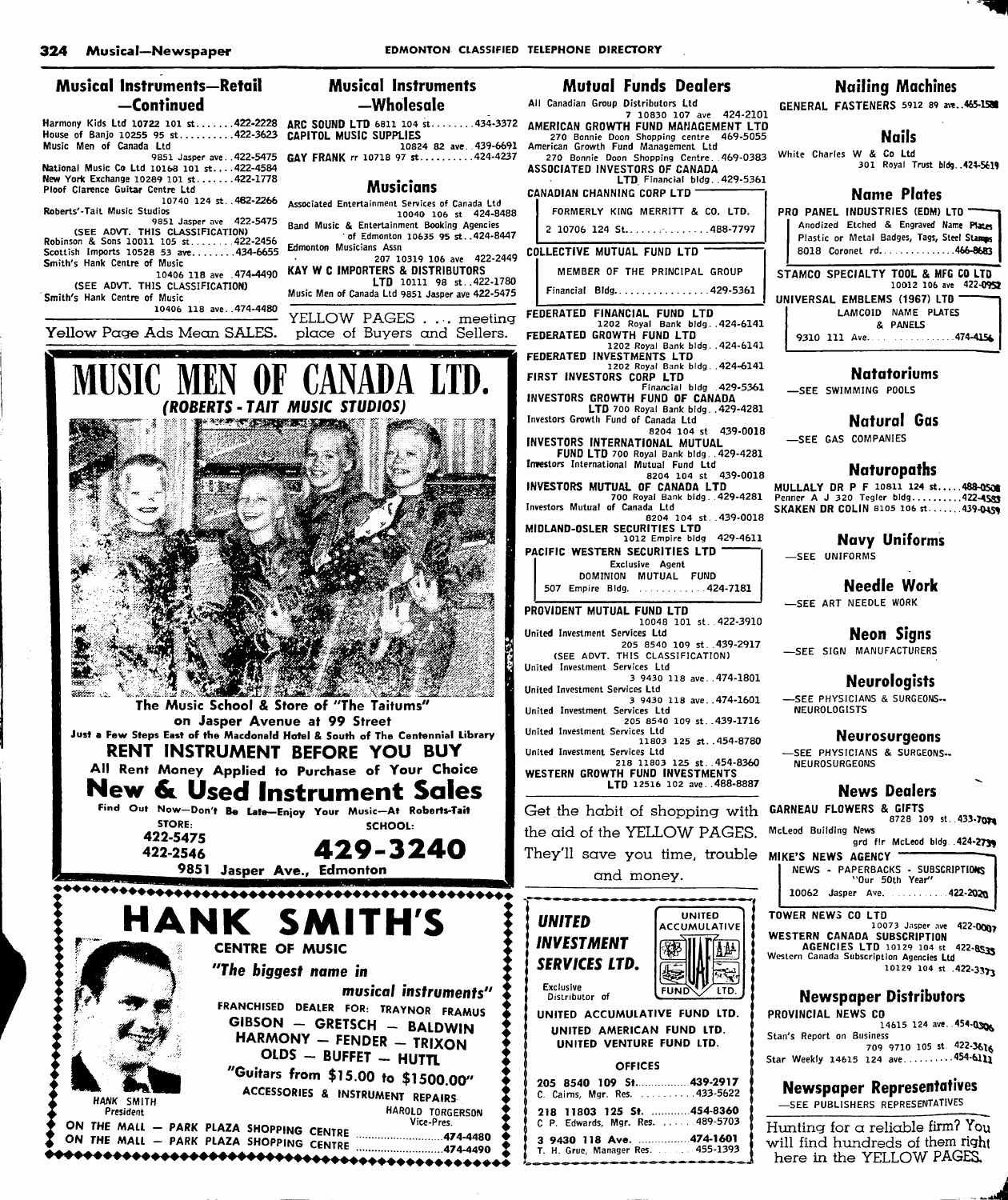## Musical Instruments—Retail —Continued

Harmony Kids Ltd 10722 101 st.......422-2228
House of Banjo 10255 95 st..........422-3623
Music Men of Canada Ltd
9851 Jasper ave..422-5475
National Music Co Ltd 10168 101 st....422-4584
New York Exchange 10289 101 st.......422-1778
Ploof Clarence Guitar Centre Ltd
10740 124 st..482-2266
Roberts'-Tait Music Studios
9851 Jasper ave 422-5475
(SEE ADVT. THIS CLASSIFICATION)
Robinson & Sons 10011 105 st........422-2456
Scottish Imports 10528 53 ave........434-6655
Smith's Hank Centre of Music
10406 118 ave .474-4490
(SEE ADVT. THIS CLASSIFICATION)
Smith's Hank Centre of Music
10406 118 ave..474-4480

Yellow Page Ads Mean SALES.

## Musical Instruments —Wholesale

ARC SOUND LTD 6811 104 st........434-3372
CAPITOL MUSIC SUPPLIES
10824 82 ave. 439-6691
GAY FRANK rr 10718 97 st..........424-4237

## Musicians

Associated Entertainment Services of Canada Ltd
10040 106 st 424-8488
Band Music & Entertainment Booking Agencies
of Edmonton 10635 95 st..424-8447
Edmonton Musicians Assn
207 10319 106 ave 422-2449
KAY W C IMPORTERS & DISTRIBUTORS
LTD 10111 98 st..422-1780
Music Men of Canada Ltd 9851 Jasper ave 422-5475

YELLOW PAGES . . . meeting place of Buyers and Sellers.

# MUSIC MEN OF CANADA LTD.

***(ROBERTS - TAIT MUSIC STUDIOS)***

**The Music School & Store of "The Taitums"**
**on Jasper Avenue at 99 Street**
**Just a Few Steps East of the Macdonald Hotel & South of The Centennial Library**

**RENT INSTRUMENT BEFORE YOU BUY**

**All Rent Money Applied to Purchase of Your Choice**

**New & Used Instrument Sales**

**Find Out Now—Don't Be Late—Enjoy Your Music—At Roberts-Tait**

STORE: 422-5475, 422-2546
SCHOOL: **429-3240**

**9851 Jasper Ave., Edmonton**

# HANK SMITH'S

**CENTRE OF MUSIC**

***"The biggest name in musical instruments"***

FRANCHISED DEALER FOR: TRAYNOR FRAMUS
GIBSON — GRETSCH — BALDWIN
HARMONY — FENDER — TRIXON
OLDS — BUFFET — HUTTL

**"Guitars from $15.00 to $1500.00"**

ACCESSORIES & INSTRUMENT REPAIRS

HANK SMITH, President
HAROLD TORGERSON, Vice-Pres.

ON THE MALL — PARK PLAZA SHOPPING CENTRE ..........474-4480
ON THE MALL — PARK PLAZA SHOPPING CENTRE ..........474-4490

## Mutual Funds Dealers

All Canadian Group Distributors Ltd
7 10830 107 ave. 424-2101
AMERICAN GROWTH FUND MANAGEMENT LTD
270 Bonnie Doon Shopping centre 469-5055
American Growth Fund Management Ltd
270 Bonnie Doon Shopping Centre..469-0383
ASSOCIATED INVESTORS OF CANADA
LTD Financial bldg..429-5361
CANADIAN CHANNING CORP LTD
FORMERLY KING MERRITT & CO. LTD.
2 10706 124 St..............488-7797
COLLECTIVE MUTUAL FUND LTD
MEMBER OF THE PRINCIPAL GROUP
Financial Bldg................429-5361
FEDERATED FINANCIAL FUND LTD
1202 Royal Bank bldg..424-6141
FEDERATED GROWTH FUND LTD
1202 Royal Bank bldg..424-6141
FEDERATED INVESTMENTS LTD
1202 Royal Bank bldg..424-6141
FIRST INVESTORS CORP LTD
Financial bldg 429-5361
INVESTORS GROWTH FUND OF CANADA
LTD 700 Royal Bank bldg..429-4281
Investors Growth Fund of Canada Ltd
8204 104 st 439-0018
INVESTORS INTERNATIONAL MUTUAL
FUND LTD 700 Royal Bank bldg..429-4281
Investors International Mutual Fund Ltd
8204 104 st 439-0018
INVESTORS MUTUAL OF CANADA LTD
700 Royal Bank bldg..429-4281
Investors Mutual of Canada Ltd
8204 104 st..439-0018
MIDLAND-OSLER SECURITIES LTD
1012 Empire bldg 429-4611
PACIFIC WESTERN SECURITIES LTD
Exclusive Agent
DOMINION MUTUAL FUND
507 Empire Bldg. ............424-7181
PROVIDENT MUTUAL FUND LTD
10048 101 st..422-3910
United Investment Services Ltd
205 8540 109 st..439-2917
(SEE ADVT. THIS CLASSIFICATION)
United Investment Services Ltd
3 9430 118 ave..474-1801
United Investment Services Ltd
3 9430 118 ave..474-1601
United Investment Services Ltd
205 8540 109 st..439-1716
United Investment Services Ltd
11803 125 st..454-8780
United Investment Services Ltd
218 11803 125 st..454-8360
WESTERN GROWTH FUND INVESTMENTS
LTD 12516 102 ave..488-8887

Get the habit of shopping with the aid of the YELLOW PAGES. They'll save you time, trouble and money.

***UNITED INVESTMENT SERVICES LTD.***

UNITED ACCUMULATIVE FUND LTD.

Exclusive Distributor of

**UNITED ACCUMULATIVE FUND LTD.**
**UNITED AMERICAN FUND LTD.**
**UNITED VENTURE FUND LTD.**

**OFFICES**

**205 8540 109 St.**...............439-2917
C. Cairns, Mgr. Res. ..........433-5622
**218 11803 125 St.** ...........454-8360
C P. Edwards, Mgr. Res. ......489-5703
**3 9430 118 Ave.** ..............474-1601
T. H. Grue, Manager Res. ......455-1393

## Nailing Machines

GENERAL FASTENERS 5912 89 ave..465-1588

## Nails

White Charles W & Co Ltd
301 Royal Trust bldg..424-5619

## Name Plates

PRO PANEL INDUSTRIES (EDM) LTD
Anodized Etched & Engraved Name Plates
Plastic or Metal Badges, Tags, Steel Stamps
8018 Coronet rd...............466-8683
STAMCO SPECIALTY TOOL & MFG CO LTD
10012 106 ave 422-0952
UNIVERSAL EMBLEMS (1967) LTD
LAMCOID NAME PLATES & PANELS
9310 111 Ave. ...............474-4156

## Natatoriums

—SEE SWIMMING POOLS

## Natural Gas

—SEE GAS COMPANIES

## Naturopaths

MULLALY DR P F 10811 124 st.....488-0508
Penner A J 320 Tegler bldg..........422-4583
SKAKEN DR COLIN 8105 106 st.......439-0459

## Navy Uniforms

—SEE UNIFORMS

## Needle Work

—SEE ART NEEDLE WORK

## Neon Signs

—SEE SIGN MANUFACTURERS

## Neurologists

—SEE PHYSICIANS & SURGEONS--NEUROLOGISTS

## Neurosurgeons

—SEE PHYSICIANS & SURGEONS--NEUROSURGEONS

## News Dealers

GARNEAU FLOWERS & GIFTS
8728 109 st..433-7074
McLeod Building News
grd flr McLeod bldg..424-2739
MIKE'S NEWS AGENCY
NEWS - PAPERBACKS - SUBSCRIPTIONS
"Our 50th Year"
10062 Jasper Ave. ...........422-2020
TOWER NEWS CO LTD
10073 Jasper ave 422-0007
WESTERN CANADA SUBSCRIPTION
AGENCIES LTD 10129 104 st 422-8535
Western Canada Subscription Agencies Ltd
10129 104 st..422-3373

## Newspaper Distributors

PROVINCIAL NEWS CO
14615 124 ave..454-0306
Stan's Report on Business
709 9710 105 st. 422-3616
Star Weekly 14615 124 ave..........454-6111

## Newspaper Representatives

—SEE PUBLISHERS REPRESENTATIVES

Hunting for a reliable firm? You will find hundreds of them right here in the YELLOW PAGES.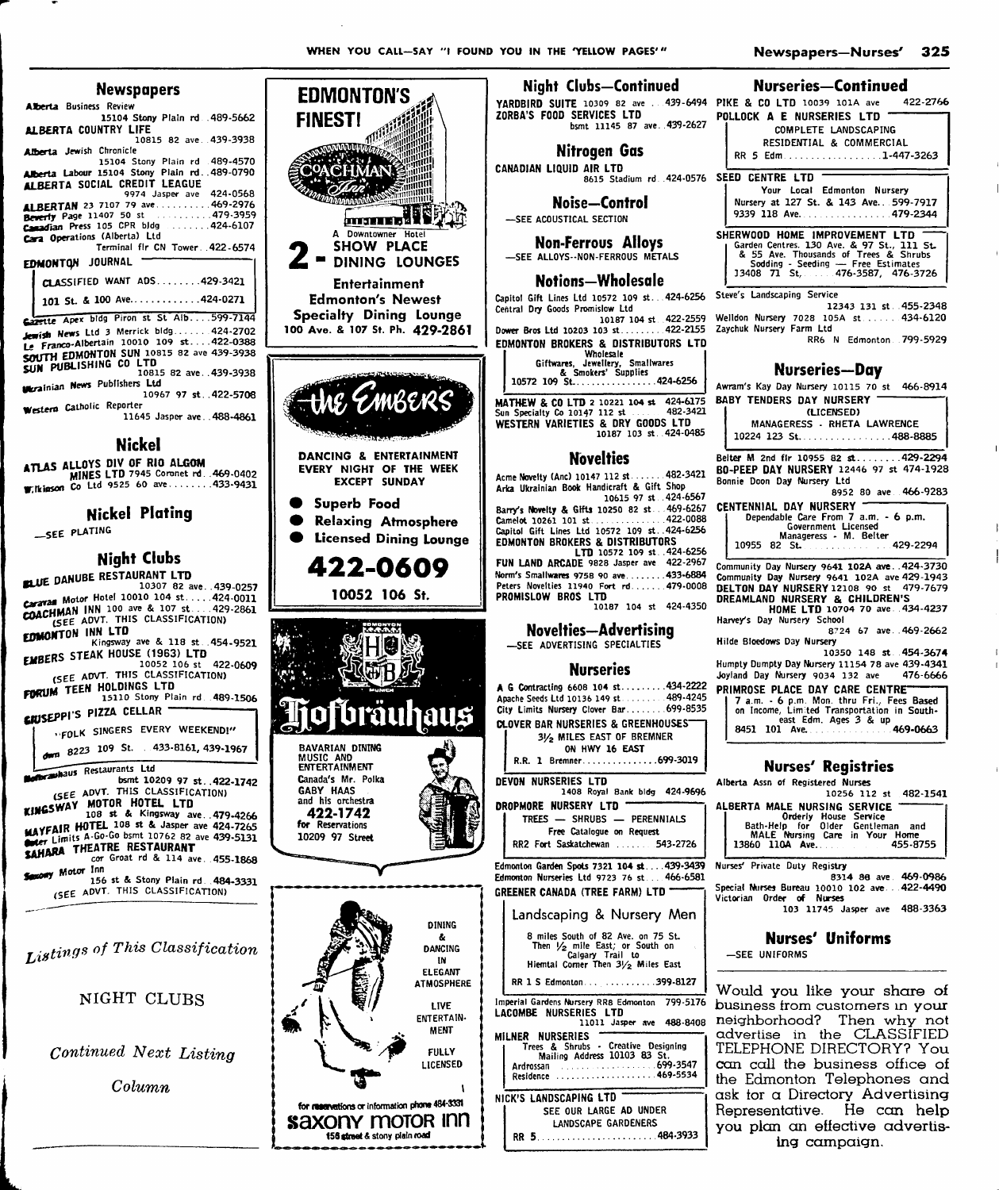## Newspapers

Alberta Business Review 15104 Stony Plain rd. 489-5662
ALBERTA COUNTRY LIFE 10815 82 ave. 439-3938
Alberta Jewish Chronicle 15104 Stony Plain rd 489-4570
Alberta Labour 15104 Stony Plain rd. 489-0790
ALBERTA SOCIAL CREDIT LEAGUE 9974 Jasper ave 424-0568
ALBERTAN 23 7107 79 ave 469-2976
Beverly Page 11407 50 st 479-3959
Canadian Press 105 CPR bldg 424-6107
Cara Operations (Alberta) Ltd Terminal flr CN Tower 422-6574

EDMONTON JOURNAL
CLASSIFIED WANT ADS 429-3421
101 St. & 100 Ave. 424-0271

Gazette Apex bldg Piron st St Alb 599-7144
Jewish News Ltd 3 Merrick bldg 424-2702
Le Franco-Albertain 10010 109 st 422-0388
SOUTH EDMONTON SUN 10815 82 ave 439-3938
SUN PUBLISHING CO LTD 10815 82 ave 439-3938
Ukrainian News Publishers Ltd 10967 97 st 422-5708
Western Catholic Reporter 11645 Jasper ave 488-4861

## Nickel

ATLAS ALLOYS DIV OF RIO ALGOM MINES LTD 7945 Coronet rd 469-0402
Wilkinson Co Ltd 9525 60 ave 433-9431

## Nickel Plating

—SEE PLATING

## Night Clubs

BLUE DANUBE RESTAURANT LTD 10307 82 ave 439-0257
Caravan Motor Hotel 10010 104 st 424-0011
COACHMAN INN 100 ave & 107 st 429-2861
(SEE ADVT. THIS CLASSIFICATION)
EDMONTON INN LTD Kingsway ave & 118 st 454-9521
EMBERS STEAK HOUSE (1963) LTD 10052 106 st 422-0609
(SEE ADVT. THIS CLASSIFICATION)
FORUM TEEN HOLDINGS LTD 15110 Stony Plain rd 489-1506

GIUSEPPI'S PIZZA CELLAR
"FOLK SINGERS EVERY WEEKEND!"
dwn 8223 109 St. 433-8161, 439-1967

Hofbrauhaus Restaurants Ltd bsmt 10209 97 st 422-1742
(SEE ADVT. THIS CLASSIFICATION)
KINGSWAY MOTOR HOTEL LTD 108 st & Kingsway ave 479-4266
MAYFAIR HOTEL 108 st & Jasper ave 424-7265
Outer Limits A-Go-Go bsmt 10762 82 ave 439-5131
SAHARA THEATRE RESTAURANT cor Groat rd & 114 ave 455-1868
Saxony Motor Inn 156 st & Stony Plain rd 484-3331
(SEE ADVT. THIS CLASSIFICATION)

*Listings of This Classification*

NIGHT CLUBS

*Continued Next Listing Column*

EDMONTON'S FINEST!
COACHMAN Inn
A Downtowner Hotel
2 — SHOW PLACE DINING LOUNGES
Entertainment
Edmonton's Newest Specialty Dining Lounge
100 Ave. & 107 St. Ph. 429-2861

the Embers
DANCING & ENTERTAINMENT EVERY NIGHT OF THE WEEK EXCEPT SUNDAY
- Superb Food
- Relaxing Atmosphere
- Licensed Dining Lounge

422-0609
10052 106 St.

Hofbräuhaus
BAVARIAN DINING MUSIC AND ENTERTAINMENT
Canada's Mr. Polka GABY HAAS and his orchestra
422-1742 for Reservations
10209 97 Street

DINING & DANCING IN ELEGANT ATMOSPHERE
LIVE ENTERTAINMENT
FULLY LICENSED
for reservations or information phone 484-3331
saxony motor inn
156 street & stony plain road

## Night Clubs—Continued

YARDBIRD SUITE 10309 82 ave 439-6494
ZORBA'S FOOD SERVICES LTD bsmt 11145 87 ave 439-2627

## Nitrogen Gas

CANADIAN LIQUID AIR LTD 8615 Stadium rd 424-0576

## Noise—Control

—SEE ACOUSTICAL SECTION

## Non-Ferrous Alloys

—SEE ALLOYS--NON-FERROUS METALS

## Notions—Wholesale

Capitol Gift Lines Ltd 10572 109 st 424-6256
Central Dry Goods Promislow Ltd 10187 104 st 422-2559
Dower Bros Ltd 10203 103 st 422-2155

EDMONTON BROKERS & DISTRIBUTORS LTD
Wholesale Giftwares, Jewellery, Smallwares & Smokers' Supplies
10572 109 St. 424-6256

MATHEW & CO LTD 2 10221 104 st 424-6175
Sun Specialty Co 10147 112 st 482-3421
WESTERN VARIETIES & DRY GOODS LTD 10187 103 st 424-0485

## Novelties

Acme Novelty (Anc) 10147 112 st 482-3421
Arka Ukrainian Book Handicraft & Gift Shop 10615 97 st 424-6567
Barry's Novelty & Gifts 10250 82 st 469-6267
Camelot 10261 101 st 422-0088
Capitol Gift Lines Ltd 10572 109 st 424-6256
EDMONTON BROKERS & DISTRIBUTORS LTD 10572 109 st 424-6256
FUN LAND ARCADE 9828 Jasper ave 422-2967
Norm's Smallwares 9758 90 ave 433-6884
Peters Novelties 11940 Fort rd 479-0008
PROMISLOW BROS LTD 10187 104 st 424-4350

## Novelties—Advertising

—SEE ADVERTISING SPECIALTIES

## Nurseries

A G Contracting 6608 104 st 434-2222
Apache Seeds Ltd 10136 149 st 489-4245
City Limits Nursery Clover Bar 699-8535

CLOVER BAR NURSERIES & GREENHOUSES
3½ MILES EAST OF BREMNER
ON HWY 16 EAST
R.R. 1 Bremner 699-3019

DEVON NURSERIES LTD 1408 Royal Bank bldg 424-9696

DROPMORE NURSERY LTD
TREES — SHRUBS — PERENNIALS
Free Catalogue on Request
RR2 Fort Saskatchewan 543-2726

Edmonton Garden Spots 7321 104 st 439-3439
Edmonton Nurseries Ltd 9723 76 st 466-6581

GREENER CANADA (TREE FARM) LTD
Landscaping & Nursery Men
8 miles South of 82 Ave. on 75 St. Then ½ mile East; or South on Calgary Trail to Hiemtal Corner Then 3½ Miles East
RR 1 S Edmonton 399-8127

Imperial Gardens Nursery RR8 Edmonton 799-5176
LACOMBE NURSERIES LTD 11011 Jasper ave 488-8408

MILNER NURSERIES
Trees & Shrubs - Creative Designing
Mailing Address 10103 83 St.
Ardrossan 699-3547
Residence 469-5534

NICK'S LANDSCAPING LTD
SEE OUR LARGE AD UNDER LANDSCAPE GARDENERS
RR 5 484-3933

## Nurseries—Continued

PIKE & CO LTD 10039 101A ave 422-2766

POLLOCK A E NURSERIES LTD
COMPLETE LANDSCAPING
RESIDENTIAL & COMMERCIAL
RR 5 Edm 1-447-3263

SEED CENTRE LTD
Your Local Edmonton Nursery
Nursery at 127 St. & 143 Ave. 599-7917
9339 118 Ave. 479-2344

SHERWOOD HOME IMPROVEMENT LTD
Garden Centres. 130 Ave. & 97 St., 111 St. & 55 Ave. Thousands of Trees & Shrubs
Sodding - Seeding — Free Estimates
13408 71 St. 476-3587, 476-3726

Steve's Landscaping Service 12343 131 st 455-2348
Welldon Nursery 7028 105A st 434-6120
Zaychuk Nursery Farm Ltd RR6 N Edmonton 799-5929

## Nurseries—Day

Awram's Kay Day Nursery 10115 70 st 466-8914

BABY TENDERS DAY NURSERY
(LICENSED)
MANAGERESS - RHETA LAWRENCE
10224 123 St. 488-8885

Belter M 2nd flr 10955 82 st 429-2294
BO-PEEP DAY NURSERY 12446 97 st 474-1928
Bonnie Doon Day Nursery Ltd 8952 80 ave 466-9283

CENTENNIAL DAY NURSERY
Dependable Care From 7 a.m. - 6 p.m.
Government Licensed
Manageress - M. Belter
10955 82 St. 429-2294

Community Day Nursery 9641 102A ave 424-3730
Community Day Nursery 9641 102A ave 429-1943
DELTON DAY NURSERY 12108 90 st 479-7679
DREAMLAND NURSERY & CHILDREN'S HOME LTD 10704 70 ave 434-4237
Harvey's Day Nursery School 8724 67 ave 469-2662
Hilde Bloedows Day Nursery 10350 148 st 454-3674
Humpty Dumpty Day Nursery 11154 78 ave 439-4341
Joyland Day Nursery 9034 132 ave 476-6666

PRIMROSE PLACE DAY CARE CENTRE
7 a.m. - 6 p.m. Mon. thru Fri., Fees Based on Income, Limited Transportation in South-east Edm. Ages 3 & up
8451 101 Ave. 469-0663

## Nurses' Registries

Alberta Assn of Registered Nurses 10256 112 st 482-1541

ALBERTA MALE NURSING SERVICE
Orderly House Service
Bath-Help for Older Gentleman and MALE Nursing Care in Your Home
13860 110A Ave. 455-8755

Nurses' Private Duty Registry 8314 88 ave 469-0986
Special Nurses Bureau 10010 102 ave 422-4490
Victorian Order of Nurses 103 11745 Jasper ave 488-3363

## Nurses' Uniforms

—SEE UNIFORMS

Would you like your share of business from customers in your neighborhood? Then why not advertise in the CLASSIFIED TELEPHONE DIRECTORY? You can call the business office of the Edmonton Telephones and ask for a Directory Advertising Representative. He can help you plan an effective advertising campaign.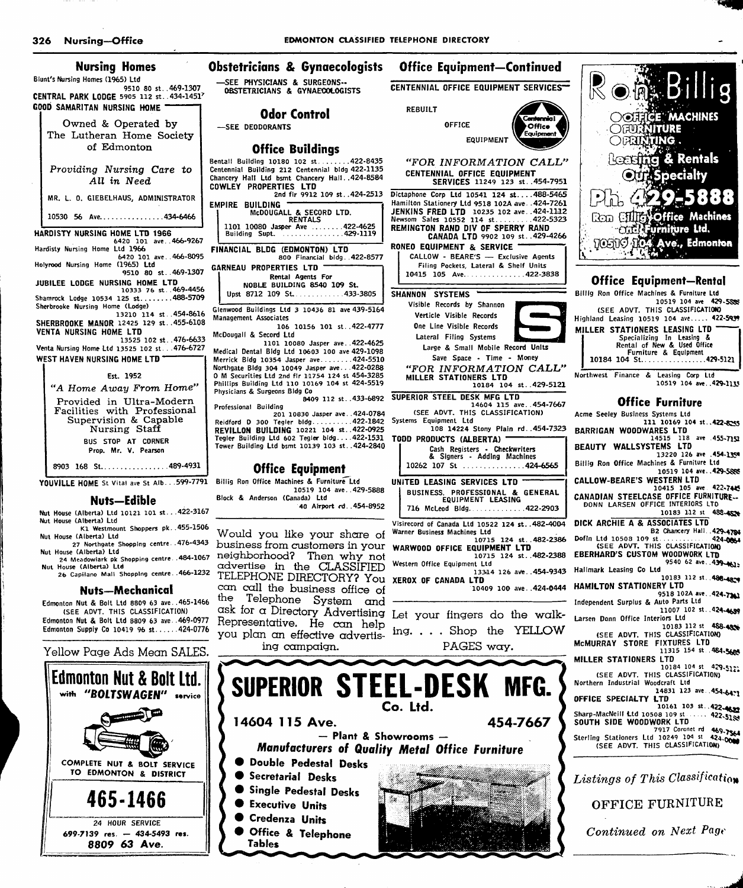## Nursing Homes

Blunt's Nursing Homes (1965) Ltd 9510 80 st..469-1307
**CENTRAL PARK LODGE** 5905 112 st..434-1451
**GOOD SAMARITAN NURSING HOME**

Owned & Operated by The Lutheran Home Society of Edmonton

*Providing Nursing Care to All in Need*

MR. L. O. GIEBELHAUS, ADMINISTRATOR

10530 56 Ave................434-6466

**HARDISTY NURSING HOME LTD 1966** 6420 101 ave..466-9267
Hardisty Nursing Home Ltd 1966 6420 101 ave..466-8095
Holyrood Nursing Home (1965) Ltd 9510 80 st..469-1307
**JUBILEE LODGE NURSING HOME LTD** 10333 76 st..469-4456
Shamrock Lodge 10534 125 st........488-5709
Sherbrooke Nursing Home (Lodge) 13210 114 st..454-8616
**SHERBROOKE MANOR** 12425 129 st..455-6108
**VENTA NURSING HOME LTD** 13525 102 st..476-6633
Venta Nursing Home Ltd 13525 102 st...476-6727
**WEST HAVEN NURSING HOME LTD**

Est. 1952

*"A Home Away From Home"*

Provided in Ultra-Modern Facilities with Professional Supervision & Capable Nursing Staff

BUS STOP AT CORNER
Prop. Mr. V. Pearson

8903 168 St................489-4931

**YOUVILLE HOME** St Vital ave St Alb...599-7791

## Nuts—Edible

Nut House (Alberta) Ltd 10121 101 st...422-3167
Nut House (Alberta) Ltd K1 Westmount Shoppers pk..455-1506
Nut House (Alberta) Ltd 27 Northgate Shopping centre..476-4343
Nut House (Alberta) Ltd 24 Meadowlark pk Shopping centre..484-1067
Nut House (Alberta) Ltd 26 Capilano Mall Shopping centre..466-1232

## Nuts—Mechanical

Edmonton Nut & Bolt Ltd 8809 63 ave..465-1466 (SEE ADVT. THIS CLASSIFICATION)
Edmonton Nut & Bolt Ltd 8809 63 ave..469-0977
Edmonton Supply Co 10419 96 st......424-0776

Yellow Page Ads Mean SALES.

**Edmonton Nut & Bolt Ltd.**
with *"BOLTSWAGEN"* service

COMPLETE NUT & BOLT SERVICE TO EDMONTON & DISTRICT

**465-1466**

24 HOUR SERVICE
699-7139 res. — 434-5493 res.
**8809 63 Ave.**

## Obstetricians & Gynaecologists

—SEE PHYSICIANS & SURGEONS--OBSTETRICIANS & GYNAECOLOGISTS

## Odor Control

—SEE DEODORANTS

## Office Buildings

Bentall Building 10180 102 st........422-8435
Centennial Building 212 Centennial bldg 422-1135
Chancery Hall Ltd bsmt Chancery Hall..424-8584
**COWLEY PROPERTIES LTD** 2nd flr 9912 109 st..424-2513
**EMPIRE BUILDING**
McDOUGALL & SECORD LTD.
RENTALS
1101 10080 Jasper Ave ........422-4625
Building Supt. ...............429-1119

**FINANCIAL BLDG (EDMONTON) LTD** 800 Financial bldg..422-8577
**GARNEAU PROPERTIES LTD**
Rental Agents For
NOBLE BUILDING 8540 109 St.
Upst 8712 109 St.............433-3805

Glenwood Buildings Ltd 3 10436 81 ave 439-5164
Management Associates 106 10156 101 st..422-4777
McDougall & Secord Ltd 1101 10080 Jasper ave..422-4625
Medical Dental Bldg Ltd 10603 100 ave 429-1098
Merrick Bldg 10354 Jasper ave........424-5510
Northgate Bldg 304 10049 Jasper ave...422-0288
O M Securities Ltd 2nd flr 11754 124 st 454-3285
Phillips Building Ltd 110 10169 104 st 424-5519
Physicians & Surgeons Bldg Co 8409 112 st..433-6892
Professional Building 201 10830 Jasper ave..424-0784
Reidford D 300 Tegler bldg..........422-1842
**REVILLON BUILDING** 10221 104 st..422-0925
Tegler Building Ltd 602 Tegler bldg....422-1531
Tower Building Ltd bsmt 10139 103 st..424-2840

## Office Equipment

Billig Ron Office Machines & Furniture Ltd 10519 104 ave..429-5888
Block & Anderson (Canada) Ltd 40 Airport rd..454-8952

Would you like your share of business from customers in your neighborhood? Then why not advertise in the CLASSIFIED TELEPHONE DIRECTORY? You can call the business office of the Telephone System and ask for a Directory Advertising Representative. He can help you plan an effective advertising campaign.

## Office Equipment—Continued

**CENTENNIAL OFFICE EQUIPMENT SERVICES**

REBUILT
OFFICE
EQUIPMENT

Centennial Office Equipment

*"FOR INFORMATION CALL"*
CENTENNIAL OFFICE EQUIPMENT SERVICES 11249 123 st..454-7951

Dictaphone Corp Ltd 10541 124 st....488-5465
Hamilton Stationery Ltd 9518 102A ave..424-7261
**JENKINS FRED LTD** 10235 102 ave..424-1112
Newsom Sales 10552 114 st..........422-5323
**REMINGTON RAND DIV OF SPERRY RAND CANADA LTD** 9902 109 st..429-4266
**RONEO EQUIPMENT & SERVICE**
CALLOW - BEARE'S — Exclusive Agents
Filing Pockets, Lateral & Shelf Units
10415 105 Ave...............422-3838

**SHANNON SYSTEMS**
Visible Records by Shannon
Verticle Visible Records
One Line Visible Records
Lateral Filing Systems
Large & Small Mobile Record Units
Save Space - Time - Money
*"FOR INFORMATION CALL"*
MILLER STATIONERS LTD 10184 104 st..429-5121

**SUPERIOR STEEL DESK MFG LTD** 14604 115 ave..454-7667 (SEE ADVT. THIS CLASSIFICATION)
Systems Equipment Ltd 108 14224 Stony Plain rd..454-7323
**TODD PRODUCTS (ALBERTA)**
Cash Registers - Checkwriters & Signers - Adding Machines
10262 107 St ...............424-6565

**UNITED LEASING SERVICES LTD**
BUSINESS, PROFESSIONAL & GENERAL EQUIPMENT LEASING
716 McLeod Bldg..............422-2903

Visirecord of Canada Ltd 10522 124 st..482-4004
Warner Business Machines Ltd 10715 124 st..482-2386
**WARWOOD OFFICE EQUIPMENT LTD** 10715 124 st..482-2388
Western Office Equipment Ltd 13314 126 ave..454-9343
**XEROX OF CANADA LTD** 10409 100 ave..424-0444

Let your fingers do the walking. . . . Shop the YELLOW PAGES way.

**SUPERIOR STEEL-DESK MFG. Co. Ltd.**

**14604 115 Ave.** **454-7667**

— Plant & Showrooms —

***Manufacturers of Quality Metal Office Furniture***

- Double Pedestal Desks
- Secretarial Desks
- Single Pedestal Desks
- Executive Units
- Credenza Units
- Office & Telephone Tables

**Ron Billig**
OFFICE MACHINES
FURNITURE
PRINTING
Leasing & Rentals
Our Specialty
Ph. 429-5888
Ron Billig Office Machines and Furniture Ltd.
10519 104 Ave., Edmonton

## Office Equipment—Rental

Billig Ron Office Machines & Furniture Ltd 10519 104 ave 429-5888 (SEE ADVT. THIS CLASSIFICATION)
Highland Leasing 10519 104 ave..... 422-5939
**MILLER STATIONERS LEASING LTD**
Specializing In Leasing & Rental of New & Used Office Furniture & Equipment
10184 104 St................429-5121

Northwest Finance & Leasing Corp Ltd 10519 104 ave..429-1135

## Office Furniture

Acme Seeley Business Systems Ltd 111 10169 104 st..422-8255
**BARRIGAN WOODWARES LTD** 14515 118 ave..455-7151
**BEAUTY WALLSYSTEMS LTD** 13220 126 ave..454-1354
Billig Ron Office Machines & Furniture Ltd 10519 104 ave..429-5888
**CALLOW-BEARE'S WESTERN LTD** 10415 105 ave..422-7445
**CANADIAN STEELCASE OFFICE FURNITURE--** DONN LARSEN OFFICE INTERIORS LTD 10183 112 st 488-4524
**DICK ARCHIE A & ASSOCIATES LTD** B2 Chancery Hall..429-4794
Dofin Ltd 10508 109 st........424-0864 (SEE ADVT. THIS CLASSIFICATION)
**EBERHARD'S CUSTOM WOODWORK LTD** 9540 62 ave..439-4612
Hallmark Leasing Co Ltd 10183 112 st..488-4829
**HAMILTON STATIONERY LTD** 9518 102A ave..424-7261
Independent Surplus & Auto Parts Ltd 11007 102 st..424-4699
Larsen Donn Office Interiors Ltd 10183 112 st 488-4524 (SEE ADVT. THIS CLASSIFICATION)
**McMURRAY STORE FIXTURES LTD** 11315 154 st..484-5605
**MILLER STATIONERS LTD** 10184 104 st 429-5121 (SEE ADVT. THIS CLASSIFICATION)
Northern Industrial Woodcraft Ltd 14831 123 ave..454-6471
**OFFICE SPECIALTY LTD** 10161 103 st..422-4633
Sharp-MacNeill Ltd 10508 109 st ..... 422-5159
**SOUTH SIDE WOODWORK LTD** 7917 Coronet rd 469-7564
Sterling Stationers Ltd 10249 104 st 424-0088 (SEE ADVT. THIS CLASSIFICATION)

*Listings of This Classification*

OFFICE FURNITURE

*Continued on Next Page*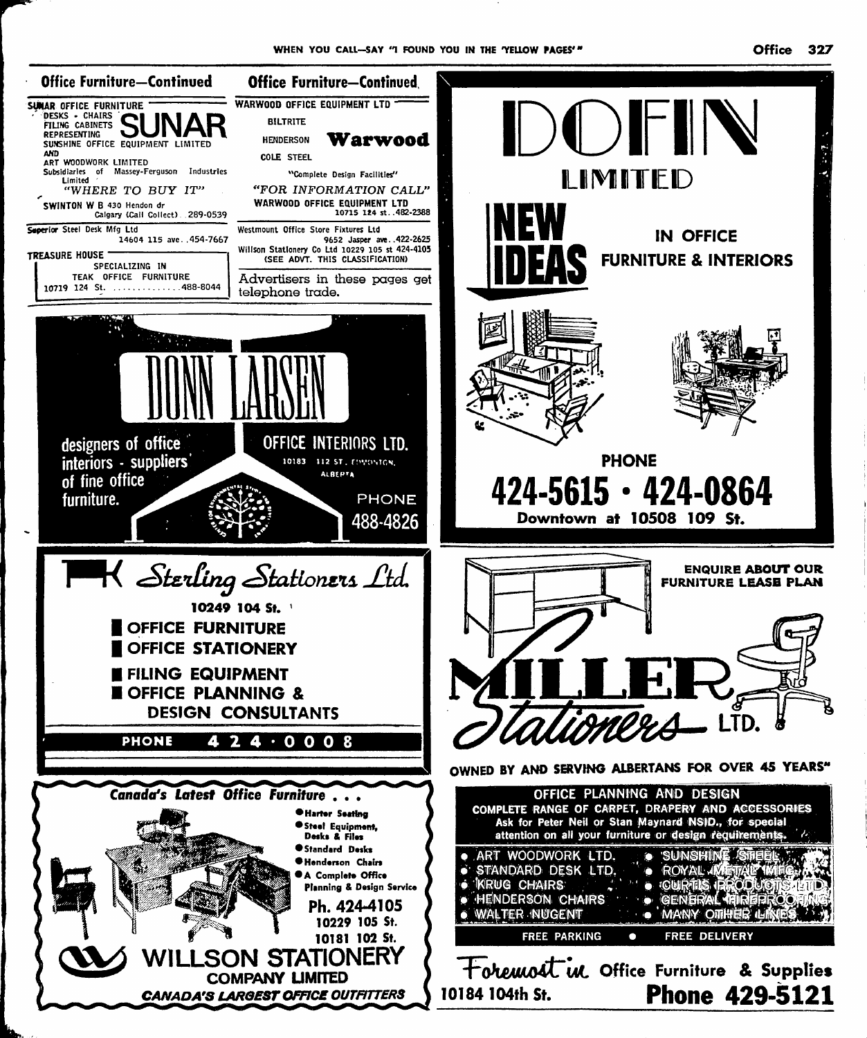## Office Furniture—Continued

SUNAR OFFICE FURNITURE
DESKS - CHAIRS
FILING CABINETS
REPRESENTING
SUNSHINE OFFICE EQUIPMENT LIMITED
AND
ART WOODWORK LIMITED
Subsidiaries of Massey-Ferguson Industries Limited

**SUNAR**

*"WHERE TO BUY IT"*

SWINTON W B 430 Hendon dr
Calgary (Call Collect) . 289-0539

Superior Steel Desk Mfg Ltd
14604 115 ave . . 454-7667

TREASURE HOUSE
SPECIALIZING IN
TEAK OFFICE FURNITURE
10719 124 St. . . . . . . . . . . . . . 488-8044

## Office Furniture—Continued

WARWOOD OFFICE EQUIPMENT LTD
BILTRITE
HENDERSON
COLE STEEL

**Warwood**

"Complete Design Facilities"

*"FOR INFORMATION CALL"*

WARWOOD OFFICE EQUIPMENT LTD
10715 124 st . . 482-2388

Westmount Office Store Fixtures Ltd
9652 Jasper ave . . 422-2625

Willson Stationery Co Ltd 10229 105 st 424-4105
(SEE ADVT. THIS CLASSIFICATION)

Advertisers in these pages get telephone trade.

# DONN LARSEN

designers of office interiors - suppliers of fine office furniture.

OFFICE INTERIORS LTD.
10183 112 ST., EDMONTON, ALBERTA

PHONE 488-4826

# Sterling Stationers Ltd.

10249 104 St.

- OFFICE FURNITURE
- OFFICE STATIONERY
- FILING EQUIPMENT
- OFFICE PLANNING & DESIGN CONSULTANTS

PHONE 424-0008

*Canada's Latest Office Furniture . . .*

- Harter Seating
- Steel Equipment, Desks & Files
- Standard Desks
- Henderson Chairs
- A Complete Office Planning & Design Service

Ph. 424-4105
10229 105 St.
10181 102 St.

**WILLSON STATIONERY COMPANY LIMITED**

*CANADA'S LARGEST OFFICE OUTFITTERS*

# DOFIN LIMITED

NEW IDEAS IN OFFICE FURNITURE & INTERIORS

PHONE
**424-5615 • 424-0864**

Downtown at 10508 109 St.

ENQUIRE ABOUT OUR FURNITURE LEASE PLAN

# MILLER Stationers LTD.

OWNED BY AND SERVING ALBERTANS FOR OVER 45 YEARS"

OFFICE PLANNING AND DESIGN

COMPLETE RANGE OF CARPET, DRAPERY AND ACCESSORIES
Ask for Peter Neil or Stan Maynard NSID., for special attention on all your furniture or design requirements.

- ART WOODWORK LTD.
- STANDARD DESK LTD.
- KRUG CHAIRS
- HENDERSON CHAIRS
- WALTER NUGENT
- SUNSHINE STEEL
- ROYAL METAL MFG.
- CURTIS PRODUCTS LTD.
- GENERAL FIREPROOFING
- MANY OTHER LINES

FREE PARKING • FREE DELIVERY

Foremost in Office Furniture & Supplies

10184 104th St. **Phone 429-5121**